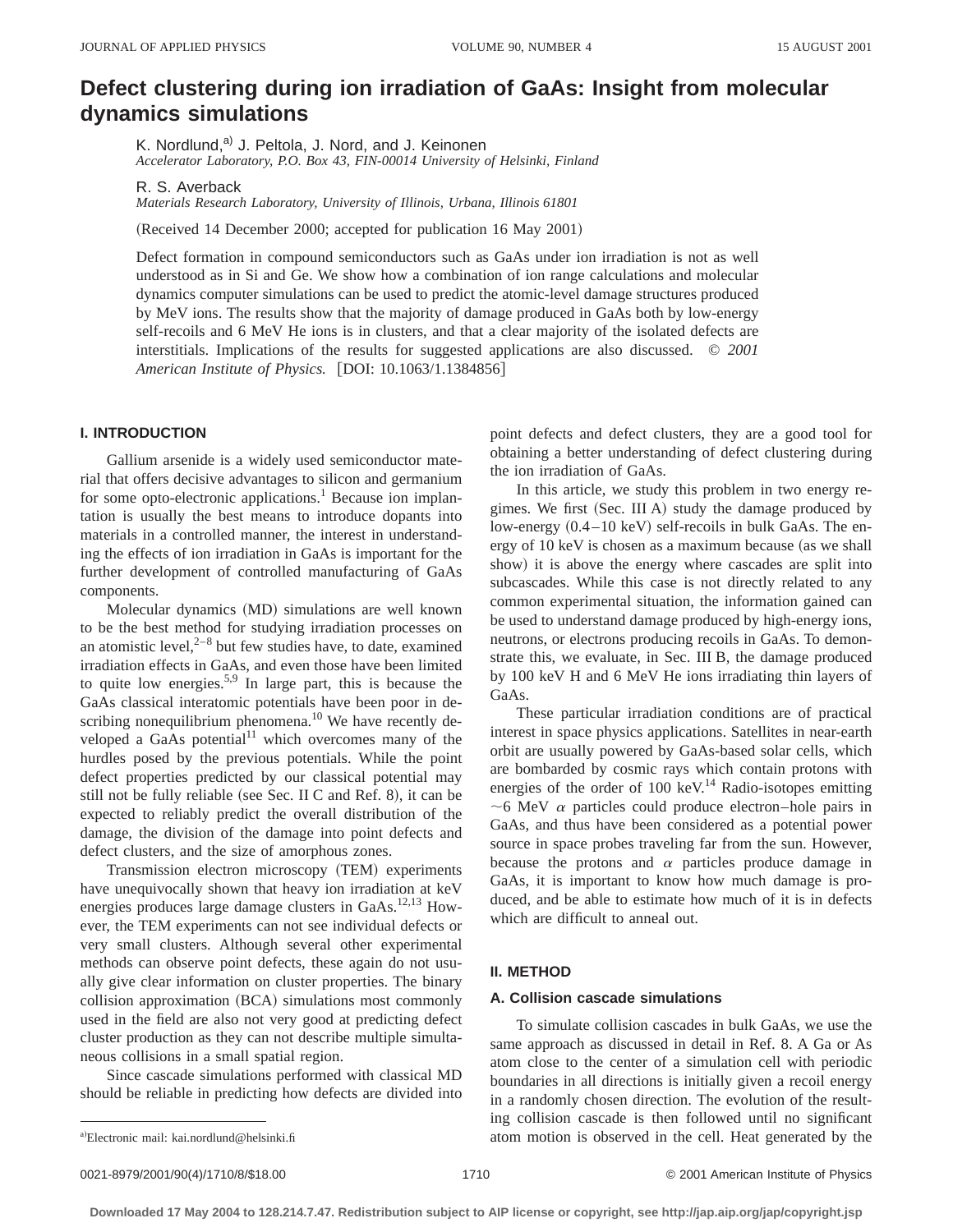# Defect clustering during ion irradiation of GaAs: Insight from molecular dynamics simulations

K. Nordlund,[a] J. Peltola, J. Nord, and J. Keinonen
*Accelerator Laboratory, P.O. Box 43, FIN-00014 University of Helsinki, Finland*

R. S. Averback
*Materials Research Laboratory, University of Illinois, Urbana, Illinois 61801*

(Received 14 December 2000; accepted for publication 16 May 2001)

Defect formation in compound semiconductors such as GaAs under ion irradiation is not as well understood as in Si and Ge. We show how a combination of ion range calculations and molecular dynamics computer simulations can be used to predict the atomic-level damage structures produced by MeV ions. The results show that the majority of damage produced in GaAs both by low-energy self-recoils and 6 MeV He ions is in clusters, and that a clear majority of the isolated defects are interstitials. Implications of the results for suggested applications are also discussed. *© 2001 American Institute of Physics.* [DOI: 10.1063/1.1384856]

## I. INTRODUCTION

Gallium arsenide is a widely used semiconductor material that offers decisive advantages to silicon and germanium for some opto-electronic applications.[1] Because ion implantation is usually the best means to introduce dopants into materials in a controlled manner, the interest in understanding the effects of ion irradiation in GaAs is important for the further development of controlled manufacturing of GaAs components.

Molecular dynamics (MD) simulations are well known to be the best method for studying irradiation processes on an atomistic level,[2–8] but few studies have, to date, examined irradiation effects in GaAs, and even those have been limited to quite low energies.[5,9] In large part, this is because the GaAs classical interatomic potentials have been poor in describing nonequilibrium phenomena.[10] We have recently developed a GaAs potential[11] which overcomes many of the hurdles posed by the previous potentials. While the point defect properties predicted by our classical potential may still not be fully reliable (see Sec. II C and Ref. 8), it can be expected to reliably predict the overall distribution of the damage, the division of the damage into point defects and defect clusters, and the size of amorphous zones.

Transmission electron microscopy (TEM) experiments have unequivocally shown that heavy ion irradiation at keV energies produces large damage clusters in GaAs.[12,13] However, the TEM experiments can not see individual defects or very small clusters. Although several other experimental methods can observe point defects, these again do not usually give clear information on cluster properties. The binary collision approximation (BCA) simulations most commonly used in the field are also not very good at predicting defect cluster production as they can not describe multiple simultaneous collisions in a small spatial region.

Since cascade simulations performed with classical MD should be reliable in predicting how defects are divided into point defects and defect clusters, they are a good tool for obtaining a better understanding of defect clustering during the ion irradiation of GaAs.

In this article, we study this problem in two energy regimes. We first (Sec. III A) study the damage produced by low-energy (0.4–10 keV) self-recoils in bulk GaAs. The energy of 10 keV is chosen as a maximum because (as we shall show) it is above the energy where cascades are split into subcascades. While this case is not directly related to any common experimental situation, the information gained can be used to understand damage produced by high-energy ions, neutrons, or electrons producing recoils in GaAs. To demonstrate this, we evaluate, in Sec. III B, the damage produced by 100 keV H and 6 MeV He ions irradiating thin layers of GaAs.

These particular irradiation conditions are of practical interest in space physics applications. Satellites in near-earth orbit are usually powered by GaAs-based solar cells, which are bombarded by cosmic rays which contain protons with energies of the order of 100 keV.[14] Radio-isotopes emitting ~6 MeV $\alpha$ particles could produce electron–hole pairs in GaAs, and thus have been considered as a potential power source in space probes traveling far from the sun. However, because the protons and $\alpha$ particles produce damage in GaAs, it is important to know how much damage is produced, and be able to estimate how much of it is in defects which are difficult to anneal out.

## II. METHOD

### A. Collision cascade simulations

To simulate collision cascades in bulk GaAs, we use the same approach as discussed in detail in Ref. 8. A Ga or As atom close to the center of a simulation cell with periodic boundaries in all directions is initially given a recoil energy in a randomly chosen direction. The evolution of the resulting collision cascade is then followed until no significant atom motion is observed in the cell. Heat generated by the

[a]Electronic mail: kai.nordlund@helsinki.fi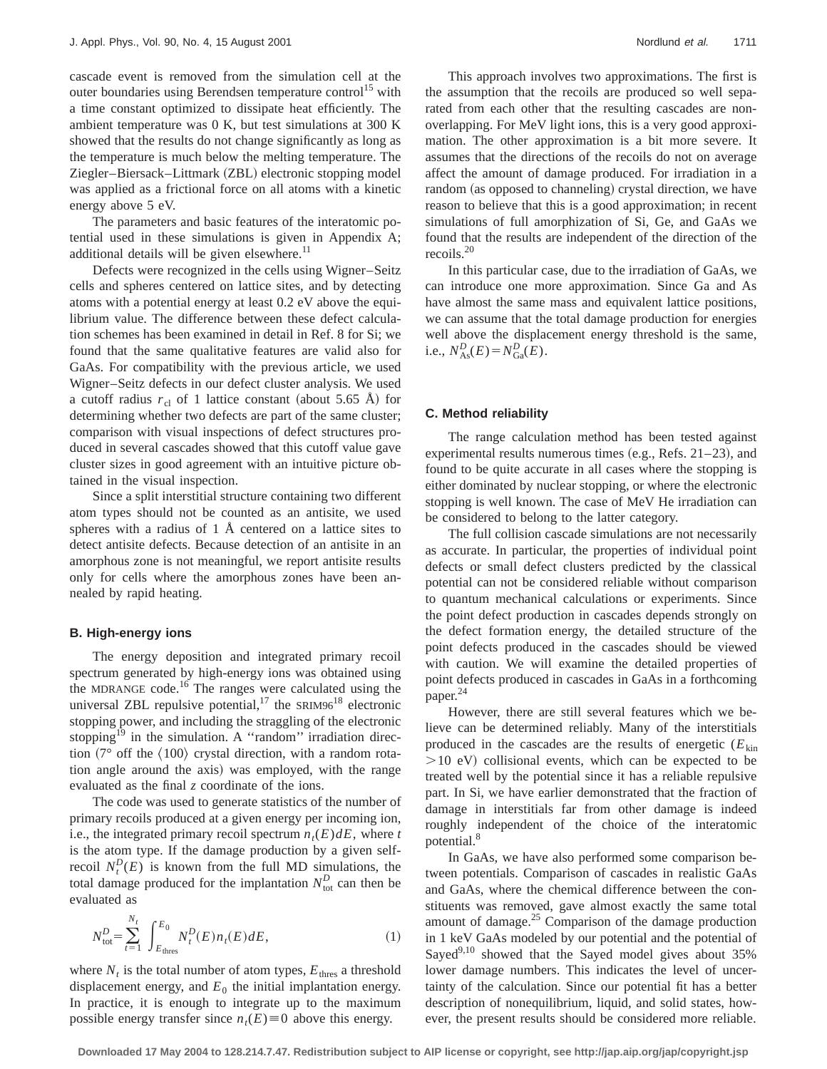cascade event is removed from the simulation cell at the outer boundaries using Berendsen temperature control[15] with a time constant optimized to dissipate heat efficiently. The ambient temperature was 0 K, but test simulations at 300 K showed that the results do not change significantly as long as the temperature is much below the melting temperature. The Ziegler–Biersack–Littmark (ZBL) electronic stopping model was applied as a frictional force on all atoms with a kinetic energy above 5 eV.

The parameters and basic features of the interatomic potential used in these simulations is given in Appendix A; additional details will be given elsewhere.[11]

Defects were recognized in the cells using Wigner–Seitz cells and spheres centered on lattice sites, and by detecting atoms with a potential energy at least 0.2 eV above the equilibrium value. The difference between these defect calculation schemes has been examined in detail in Ref. 8 for Si; we found that the same qualitative features are valid also for GaAs. For compatibility with the previous article, we used Wigner–Seitz defects in our defect cluster analysis. We used a cutoff radius $r_{cl}$ of 1 lattice constant (about 5.65 Å) for determining whether two defects are part of the same cluster; comparison with visual inspections of defect structures produced in several cascades showed that this cutoff value gave cluster sizes in good agreement with an intuitive picture obtained in the visual inspection.

Since a split interstitial structure containing two different atom types should not be counted as an antisite, we used spheres with a radius of 1 Å centered on a lattice sites to detect antisite defects. Because detection of an antisite in an amorphous zone is not meaningful, we report antisite results only for cells where the amorphous zones have been annealed by rapid heating.

### B. High-energy ions

The energy deposition and integrated primary recoil spectrum generated by high-energy ions was obtained using the MDRANGE code.[16] The ranges were calculated using the universal ZBL repulsive potential,[17] the SRIM96[18] electronic stopping power, and including the straggling of the electronic stopping[19] in the simulation. A "random" irradiation direction (7° off the ⟨100⟩ crystal direction, with a random rotation angle around the axis) was employed, with the range evaluated as the final $z$ coordinate of the ions.

The code was used to generate statistics of the number of primary recoils produced at a given energy per incoming ion, i.e., the integrated primary recoil spectrum $n_t(E)dE$, where $t$ is the atom type. If the damage production by a given self-recoil $N_t^D(E)$ is known from the full MD simulations, the total damage produced for the implantation $N_{\text{tot}}^D$ can then be evaluated as

$$N_{\text{tot}}^D = \sum_{t=1}^{N_t} \int_{E_{\text{thres}}}^{E_0} N_t^D(E) n_t(E) dE, \tag{1}$$

where $N_t$ is the total number of atom types, $E_{\text{thres}}$ a threshold displacement energy, and $E_0$ the initial implantation energy. In practice, it is enough to integrate up to the maximum possible energy transfer since $n_t(E) \equiv 0$ above this energy.

This approach involves two approximations. The first is the assumption that the recoils are produced so well separated from each other that the resulting cascades are nonoverlapping. For MeV light ions, this is a very good approximation. The other approximation is a bit more severe. It assumes that the directions of the recoils do not on average affect the amount of damage produced. For irradiation in a random (as opposed to channeling) crystal direction, we have reason to believe that this is a good approximation; in recent simulations of full amorphization of Si, Ge, and GaAs we found that the results are independent of the direction of the recoils.[20]

In this particular case, due to the irradiation of GaAs, we can introduce one more approximation. Since Ga and As have almost the same mass and equivalent lattice positions, we can assume that the total damage production for energies well above the displacement energy threshold is the same, i.e., $N_{\text{As}}^D(E) = N_{\text{Ga}}^D(E)$.

### C. Method reliability

The range calculation method has been tested against experimental results numerous times (e.g., Refs. 21–23), and found to be quite accurate in all cases where the stopping is either dominated by nuclear stopping, or where the electronic stopping is well known. The case of MeV He irradiation can be considered to belong to the latter category.

The full collision cascade simulations are not necessarily as accurate. In particular, the properties of individual point defects or small defect clusters predicted by the classical potential can not be considered reliable without comparison to quantum mechanical calculations or experiments. Since the point defect production in cascades depends strongly on the defect formation energy, the detailed structure of the point defects produced in the cascades should be viewed with caution. We will examine the detailed properties of point defects produced in cascades in GaAs in a forthcoming paper.[24]

However, there are still several features which we believe can be determined reliably. Many of the interstitials produced in the cascades are the results of energetic ($E_{\text{kin}} > 10$ eV) collisional events, which can be expected to be treated well by the potential since it has a reliable repulsive part. In Si, we have earlier demonstrated that the fraction of damage in interstitials far from other damage is indeed roughly independent of the choice of the interatomic potential.[8]

In GaAs, we have also performed some comparison between potentials. Comparison of cascades in realistic GaAs and GaAs, where the chemical difference between the constituents was removed, gave almost exactly the same total amount of damage.[25] Comparison of the damage production in 1 keV GaAs modeled by our potential and the potential of Sayed[9,10] showed that the Sayed model gives about 35% lower damage numbers. This indicates the level of uncertainty of the calculation. Since our potential fit has a better description of nonequilibrium, liquid, and solid states, however, the present results should be considered more reliable.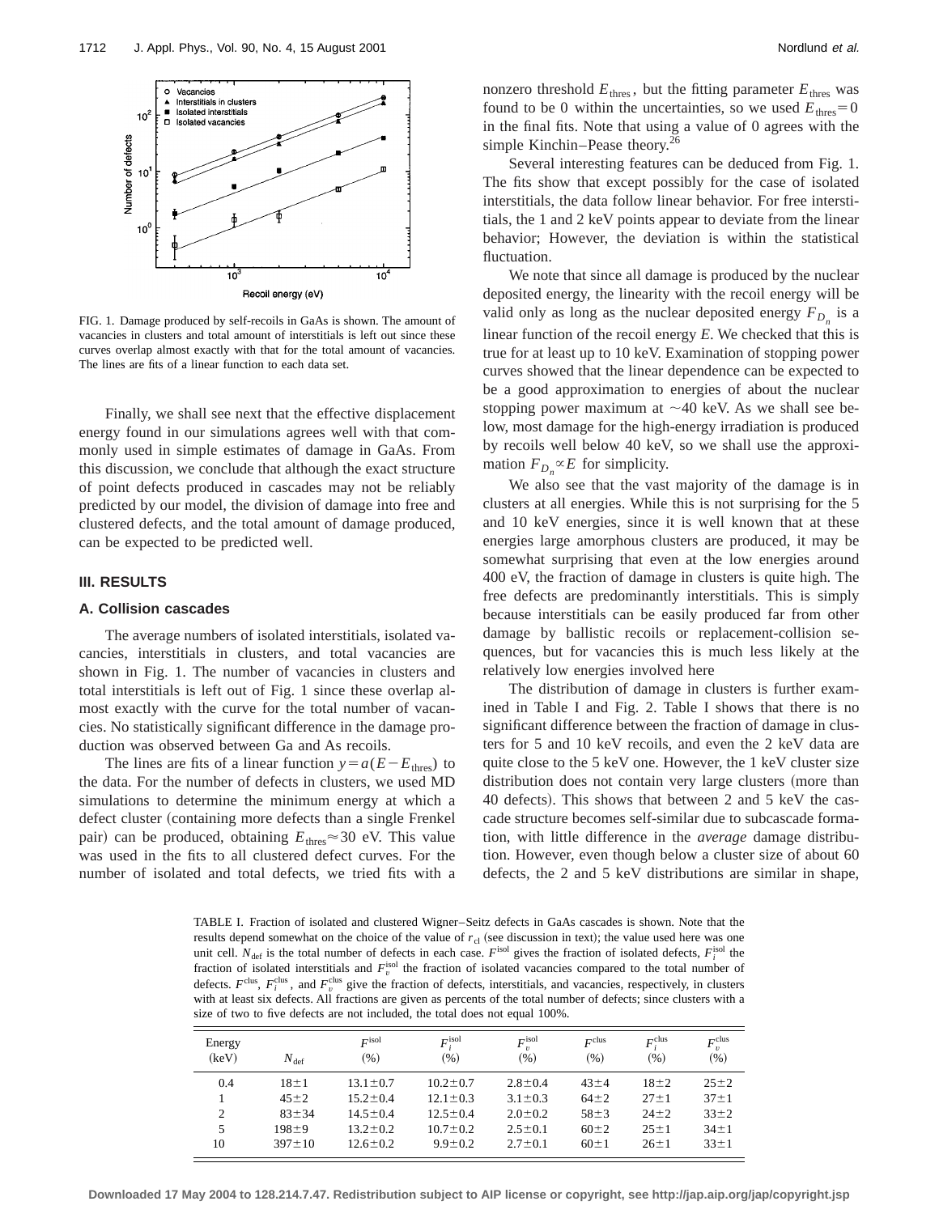Vacancies
Interstitials in clusters
Isolated interstitials
Isolated vacancies

Number of defects

$10^2$
$10^1$
$10^0$

$10^3$
$10^4$

Recoil energy (eV)

FIG. 1. Damage produced by self-recoils in GaAs is shown. The amount of vacancies in clusters and total amount of interstitials is left out since these curves overlap almost exactly with that for the total amount of vacancies. The lines are fits of a linear function to each data set.

Finally, we shall see next that the effective displacement energy found in our simulations agrees well with that commonly used in simple estimates of damage in GaAs. From this discussion, we conclude that although the exact structure of point defects produced in cascades may not be reliably predicted by our model, the division of damage into free and clustered defects, and the total amount of damage produced, can be expected to be predicted well.

## III. RESULTS

### A. Collision cascades

The average numbers of isolated interstitials, isolated vacancies, interstitials in clusters, and total vacancies are shown in Fig. 1. The number of vacancies in clusters and total interstitials is left out of Fig. 1 since these overlap almost exactly with the curve for the total number of vacancies. No statistically significant difference in the damage production was observed between Ga and As recoils.

The lines are fits of a linear function $y=a(E-E_{\mathrm{thres}})$ to the data. For the number of defects in clusters, we used MD simulations to determine the minimum energy at which a defect cluster (containing more defects than a single Frenkel pair) can be produced, obtaining $E_{\mathrm{thres}}\approx 30$ eV. This value was used in the fits to all clustered defect curves. For the number of isolated and total defects, we tried fits with a nonzero threshold $E_{\mathrm{thres}}$, but the fitting parameter $E_{\mathrm{thres}}$ was found to be 0 within the uncertainties, so we used $E_{\mathrm{thres}}=0$ in the final fits. Note that using a value of 0 agrees with the simple Kinchin–Pease theory.[26]

Several interesting features can be deduced from Fig. 1. The fits show that except possibly for the case of isolated interstitials, the data follow linear behavior. For free interstitials, the 1 and 2 keV points appear to deviate from the linear behavior; However, the deviation is within the statistical fluctuation.

We note that since all damage is produced by the nuclear deposited energy, the linearity with the recoil energy will be valid only as long as the nuclear deposited energy $F_{D_n}$ is a linear function of the recoil energy $E$. We checked that this is true for at least up to 10 keV. Examination of stopping power curves showed that the linear dependence can be expected to be a good approximation to energies of about the nuclear stopping power maximum at $\sim$40 keV. As we shall see below, most damage for the high-energy irradiation is produced by recoils well below 40 keV, so we shall use the approximation $F_{D_n}\propto E$ for simplicity.

We also see that the vast majority of the damage is in clusters at all energies. While this is not surprising for the 5 and 10 keV energies, since it is well known that at these energies large amorphous clusters are produced, it may be somewhat surprising that even at the low energies around 400 eV, the fraction of damage in clusters is quite high. The free defects are predominantly interstitials. This is simply because interstitials can be easily produced far from other damage by ballistic recoils or replacement-collision sequences, but for vacancies this is much less likely at the relatively low energies involved here

The distribution of damage in clusters is further examined in Table I and Fig. 2. Table I shows that there is no significant difference between the fraction of damage in clusters for 5 and 10 keV recoils, and even the 2 keV data are quite close to the 5 keV one. However, the 1 keV cluster size distribution does not contain very large clusters (more than 40 defects). This shows that between 2 and 5 keV the cascade structure becomes self-similar due to subcascade formation, with little difference in the *average* damage distribution. However, even though below a cluster size of about 60 defects, the 2 and 5 keV distributions are similar in shape,

TABLE I. Fraction of isolated and clustered Wigner–Seitz defects in GaAs cascades is shown. Note that the results depend somewhat on the choice of the value of $r_{\mathrm{cl}}$ (see discussion in text); the value used here was one unit cell. $N_{\mathrm{def}}$ is the total number of defects in each case. $F^{\mathrm{isol}}$ gives the fraction of isolated defects, $F_i^{\mathrm{isol}}$ the fraction of isolated interstitials and $F_v^{\mathrm{isol}}$ the fraction of isolated vacancies compared to the total number of defects. $F^{\mathrm{clus}}$, $F_i^{\mathrm{clus}}$, and $F_v^{\mathrm{clus}}$ give the fraction of defects, interstitials, and vacancies, respectively, in clusters with at least six defects. All fractions are given as percents of the total number of defects; since clusters with a size of two to five defects are not included, the total does not equal 100%.

| Energy (keV) | $N_{\mathrm{def}}$ | $F^{\mathrm{isol}}$ (%) | $F_i^{\mathrm{isol}}$ (%) | $F_v^{\mathrm{isol}}$ (%) | $F^{\mathrm{clus}}$ (%) | $F_i^{\mathrm{clus}}$ (%) | $F_v^{\mathrm{clus}}$ (%) |
|---|---|---|---|---|---|---|---|
| 0.4 | 18±1 | 13.1±0.7 | 10.2±0.7 | 2.8±0.4 | 43±4 | 18±2 | 25±2 |
| 1 | 45±2 | 15.2±0.4 | 12.1±0.3 | 3.1±0.3 | 64±2 | 27±1 | 37±1 |
| 2 | 83±34 | 14.5±0.4 | 12.5±0.4 | 2.0±0.2 | 58±3 | 24±2 | 33±2 |
| 5 | 198±9 | 13.2±0.2 | 10.7±0.2 | 2.5±0.1 | 60±2 | 25±1 | 34±1 |
| 10 | 397±10 | 12.6±0.2 | 9.9±0.2 | 2.7±0.1 | 60±1 | 26±1 | 33±1 |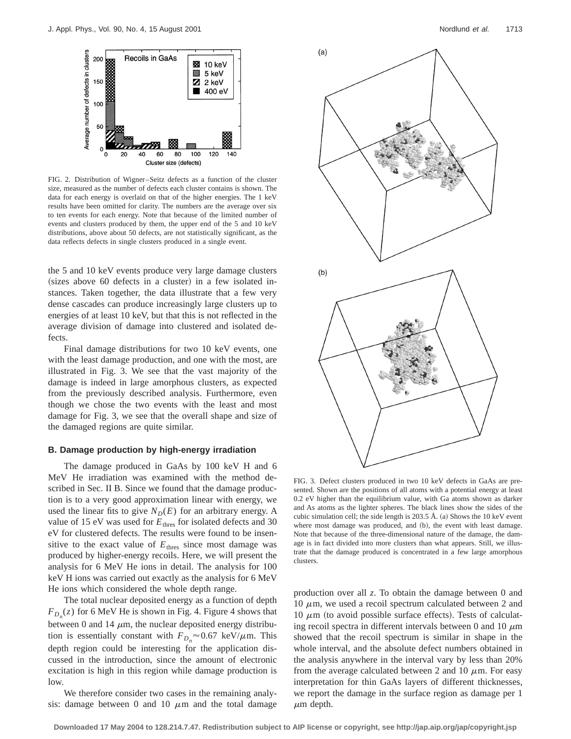Recoils in GaAs

10 keV
5 keV
2 keV
400 eV

Average number of defects in clusters

Cluster size (defects)

0 20 40 60 80 100 120 140

0 50 100 150 200

FIG. 2. Distribution of Wigner–Seitz defects as a function of the cluster size, measured as the number of defects each cluster contains is shown. The data for each energy is overlaid on that of the higher energies. The 1 keV results have been omitted for clarity. The numbers are the average over six to ten events for each energy. Note that because of the limited number of events and clusters produced by them, the upper end of the 5 and 10 keV distributions, above about 50 defects, are not statistically significant, as the data reflects defects in single clusters produced in a single event.

the 5 and 10 keV events produce very large damage clusters (sizes above 60 defects in a cluster) in a few isolated instances. Taken together, the data illustrate that a few very dense cascades can produce increasingly large clusters up to energies of at least 10 keV, but that this is not reflected in the average division of damage into clustered and isolated defects.

Final damage distributions for two 10 keV events, one with the least damage production, and one with the most, are illustrated in Fig. 3. We see that the vast majority of the damage is indeed in large amorphous clusters, as expected from the previously described analysis. Furthermore, even though we chose the two events with the least and most damage for Fig. 3, we see that the overall shape and size of the damaged regions are quite similar.

### B. Damage production by high-energy irradiation

The damage produced in GaAs by 100 keV H and 6 MeV He irradiation was examined with the method described in Sec. II B. Since we found that the damage production is to a very good approximation linear with energy, we used the linear fits to give $N_D(E)$ for an arbitrary energy. A value of 15 eV was used for $E_{\mathrm{thres}}$ for isolated defects and 30 eV for clustered defects. The results were found to be insensitive to the exact value of $E_{\mathrm{thres}}$ since most damage was produced by higher-energy recoils. Here, we will present the analysis for 6 MeV He ions in detail. The analysis for 100 keV H ions was carried out exactly as the analysis for 6 MeV He ions which considered the whole depth range.

The total nuclear deposited energy as a function of depth $F_{D_n}(z)$ for 6 MeV He is shown in Fig. 4. Figure 4 shows that between 0 and 14 $\mu$m, the nuclear deposited energy distribution is essentially constant with $F_{D_n} \approx 0.67$ keV/$\mu$m. This depth region could be interesting for the application discussed in the introduction, since the amount of electronic excitation is high in this region while damage production is low.

We therefore consider two cases in the remaining analysis: damage between 0 and 10 $\mu$m and the total damage production over all $z$. To obtain the damage between 0 and 10 $\mu$m, we used a recoil spectrum calculated between 2 and 10 $\mu$m (to avoid possible surface effects). Tests of calculating recoil spectra in different intervals between 0 and 10 $\mu$m showed that the recoil spectrum is similar in shape in the whole interval, and the absolute defect numbers obtained in the analysis anywhere in the interval vary by less than 20% from the average calculated between 2 and 10 $\mu$m. For easy interpretation for thin GaAs layers of different thicknesses, we report the damage in the surface region as damage per 1 $\mu$m depth.

(a)

(b)

FIG. 3. Defect clusters produced in two 10 keV defects in GaAs are presented. Shown are the positions of all atoms with a potential energy at least 0.2 eV higher than the equilibrium value, with Ga atoms shown as darker and As atoms as the lighter spheres. The black lines show the sides of the cubic simulation cell; the side length is 203.5 Å. (a) Shows the 10 keV event where most damage was produced, and (b), the event with least damage. Note that because of the three-dimensional nature of the damage, the damage is in fact divided into more clusters than what appears. Still, we illustrate that the damage produced is concentrated in a few large amorphous clusters.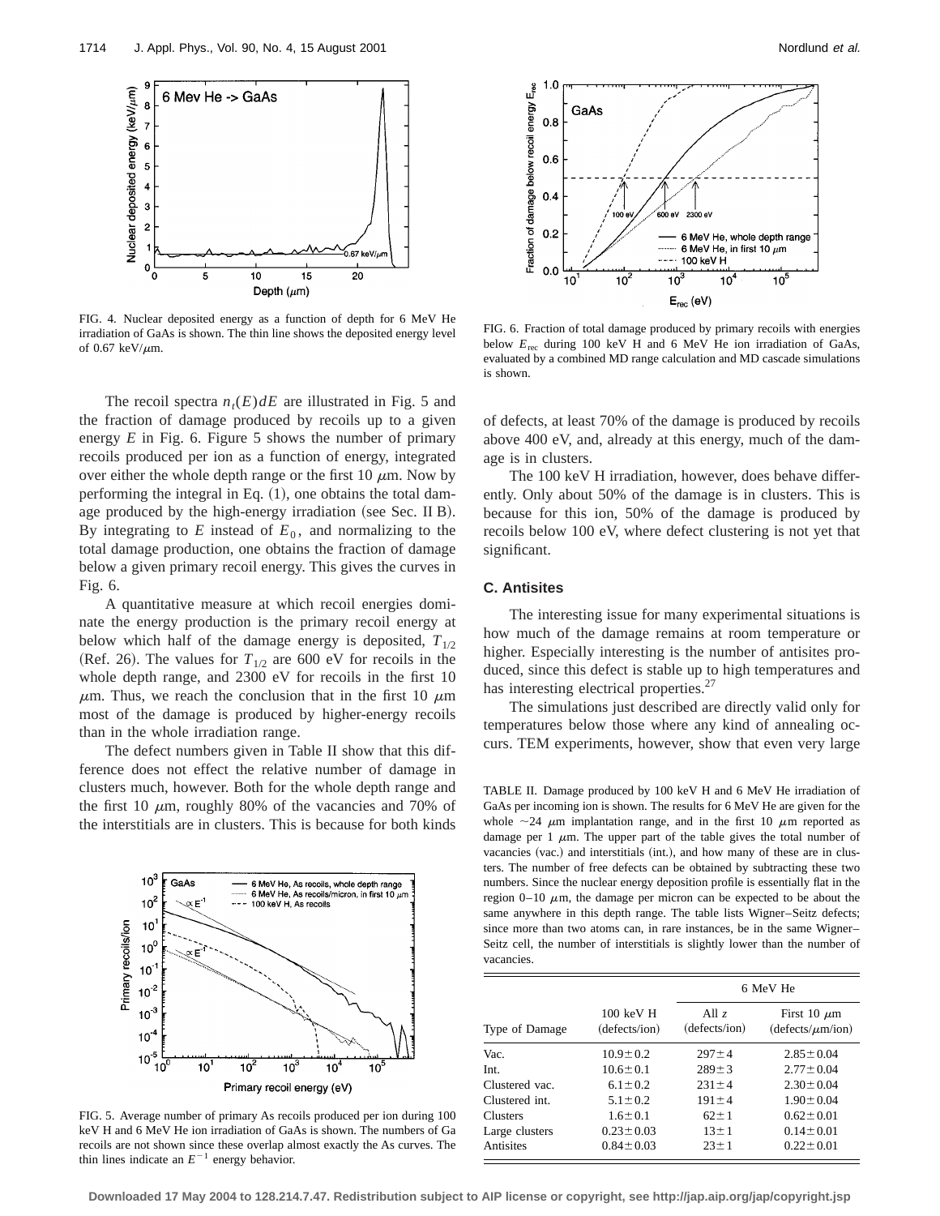6 Mev He -> GaAs

Nuclear deposited energy (keV/μm)

Depth (μm)

0.67 keV/μm

FIG. 4. Nuclear deposited energy as a function of depth for 6 MeV He irradiation of GaAs is shown. The thin line shows the deposited energy level of 0.67 keV/μm.

GaAs

Fraction of damage below recoil energy $E_{rec}$

100 eV

600 eV

2300 eV

6 MeV He, whole depth range

6 MeV He, in first 10 μm

100 keV H

$E_{rec}$ (eV)

FIG. 6. Fraction of total damage produced by primary recoils with energies below $E_{rec}$ during 100 keV H and 6 MeV He ion irradiation of GaAs, evaluated by a combined MD range calculation and MD cascade simulations is shown.

The recoil spectra $n_t(E)dE$ are illustrated in Fig. 5 and the fraction of damage produced by recoils up to a given energy $E$ in Fig. 6. Figure 5 shows the number of primary recoils produced per ion as a function of energy, integrated over either the whole depth range or the first 10 μm. Now by performing the integral in Eq. (1), one obtains the total damage produced by the high-energy irradiation (see Sec. II B). By integrating to $E$ instead of $E_0$, and normalizing to the total damage production, one obtains the fraction of damage below a given primary recoil energy. This gives the curves in Fig. 6.

A quantitative measure at which recoil energies dominate the energy production is the primary recoil energy at below which half of the damage energy is deposited, $T_{1/2}$ (Ref. 26). The values for $T_{1/2}$ are 600 eV for recoils in the whole depth range, and 2300 eV for recoils in the first 10 μm. Thus, we reach the conclusion that in the first 10 μm most of the damage is produced by higher-energy recoils than in the whole irradiation range.

The defect numbers given in Table II show that this difference does not effect the relative number of damage in clusters much, however. Both for the whole depth range and the first 10 μm, roughly 80% of the vacancies and 70% of the interstitials are in clusters. This is because for both kinds of defects, at least 70% of the damage is produced by recoils above 400 eV, and, already at this energy, much of the damage is in clusters.

GaAs

6 MeV He, As recoils, whole depth range

6 MeV He, As recoils/micron, in first 10 μm

100 keV H, As recoils

$\propto E^{-1}$

$\propto E^{-1}$

Primary recoils/ion

Primary recoil energy (eV)

FIG. 5. Average number of primary As recoils produced per ion during 100 keV H and 6 MeV He ion irradiation of GaAs is shown. The numbers of Ga recoils are not shown since these overlap almost exactly the As curves. The thin lines indicate an $E^{-1}$ energy behavior.

The 100 keV H irradiation, however, does behave differently. Only about 50% of the damage is in clusters. This is because for this ion, 50% of the damage is produced by recoils below 100 eV, where defect clustering is not yet that significant.

### C. Antisites

The interesting issue for many experimental situations is how much of the damage remains at room temperature or higher. Especially interesting is the number of antisites produced, since this defect is stable up to high temperatures and has interesting electrical properties.[27]

The simulations just described are directly valid only for temperatures below those where any kind of annealing occurs. TEM experiments, however, show that even very large

TABLE II. Damage produced by 100 keV H and 6 MeV He irradiation of GaAs per incoming ion is shown. The results for 6 MeV He are given for the whole ~24 μm implantation range, and in the first 10 μm reported as damage per 1 μm. The upper part of the table gives the total number of vacancies (vac.) and interstitials (int.), and how many of these are in clusters. The number of free defects can be obtained by subtracting these two numbers. Since the nuclear energy deposition profile is essentially flat in the region 0–10 μm, the damage per micron can be expected to be about the same anywhere in this depth range. The table lists Wigner–Seitz defects; since more than two atoms can, in rare instances, be in the same Wigner–Seitz cell, the number of interstitials is slightly lower than the number of vacancies.

| | | 6 MeV He | |
|---|---|---|---|
| Type of Damage | 100 keV H (defects/ion) | All $z$ (defects/ion) | First 10 μm (defects/μm/ion) |
| Vac. | $10.9\pm0.2$ | $297\pm4$ | $2.85\pm0.04$ |
| Int. | $10.6\pm0.1$ | $289\pm3$ | $2.77\pm0.04$ |
| Clustered vac. | $6.1\pm0.2$ | $231\pm4$ | $2.30\pm0.04$ |
| Clustered int. | $5.1\pm0.2$ | $191\pm4$ | $1.90\pm0.04$ |
| Clusters | $1.6\pm0.1$ | $62\pm1$ | $0.62\pm0.01$ |
| Large clusters | $0.23\pm0.03$ | $13\pm1$ | $0.14\pm0.01$ |
| Antisites | $0.84\pm0.03$ | $23\pm1$ | $0.22\pm0.01$ |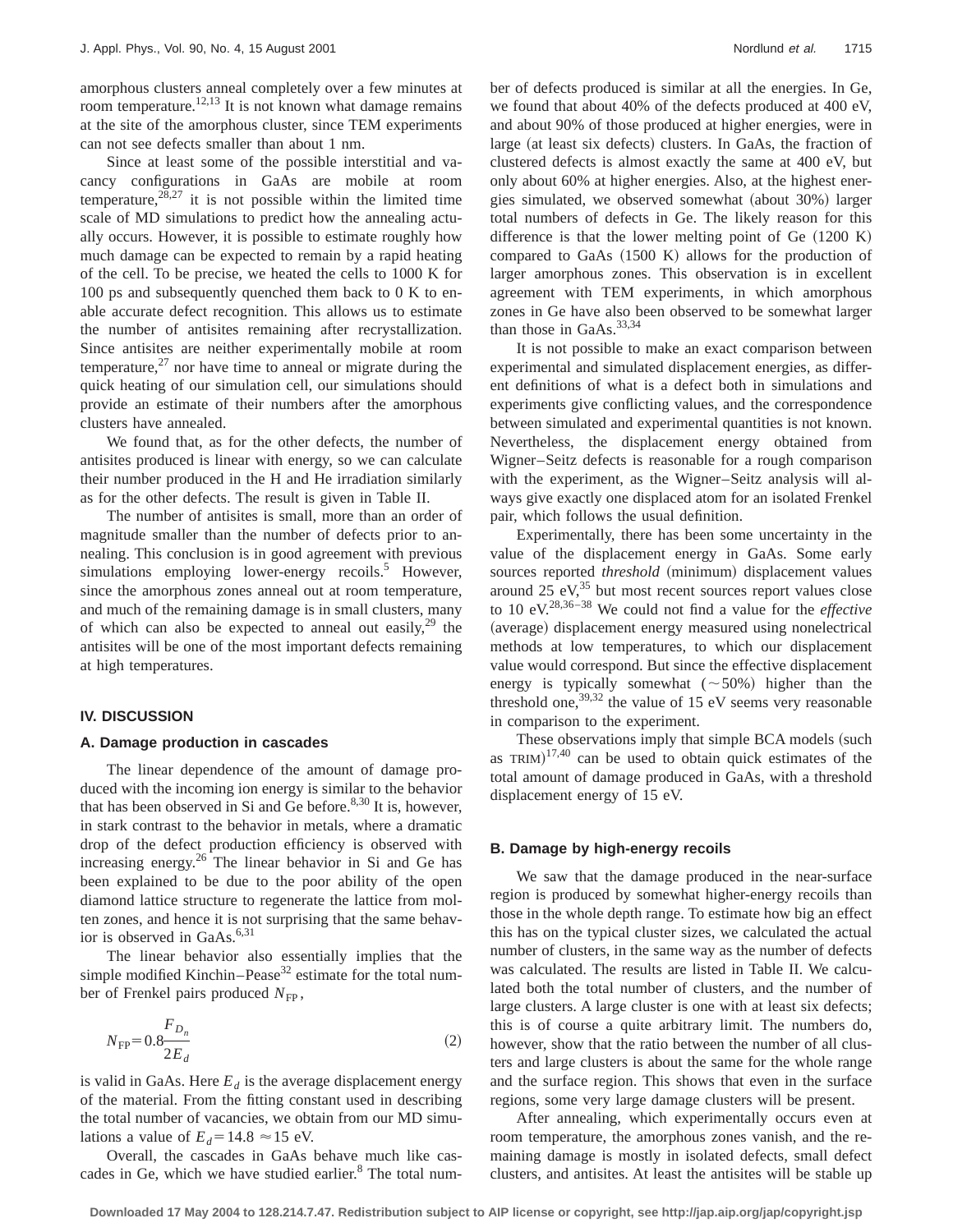amorphous clusters anneal completely over a few minutes at room temperature.[12,13] It is not known what damage remains at the site of the amorphous cluster, since TEM experiments can not see defects smaller than about 1 nm.

Since at least some of the possible interstitial and vacancy configurations in GaAs are mobile at room temperature,[28,27] it is not possible within the limited time scale of MD simulations to predict how the annealing actually occurs. However, it is possible to estimate roughly how much damage can be expected to remain by a rapid heating of the cell. To be precise, we heated the cells to 1000 K for 100 ps and subsequently quenched them back to 0 K to enable accurate defect recognition. This allows us to estimate the number of antisites remaining after recrystallization. Since antisites are neither experimentally mobile at room temperature,[27] nor have time to anneal or migrate during the quick heating of our simulation cell, our simulations should provide an estimate of their numbers after the amorphous clusters have annealed.

We found that, as for the other defects, the number of antisites produced is linear with energy, so we can calculate their number produced in the H and He irradiation similarly as for the other defects. The result is given in Table II.

The number of antisites is small, more than an order of magnitude smaller than the number of defects prior to annealing. This conclusion is in good agreement with previous simulations employing lower-energy recoils.[5] However, since the amorphous zones anneal out at room temperature, and much of the remaining damage is in small clusters, many of which can also be expected to anneal out easily,[29] the antisites will be one of the most important defects remaining at high temperatures.

## IV. DISCUSSION

### A. Damage production in cascades

The linear dependence of the amount of damage produced with the incoming ion energy is similar to the behavior that has been observed in Si and Ge before.[8,30] It is, however, in stark contrast to the behavior in metals, where a dramatic drop of the defect production efficiency is observed with increasing energy.[26] The linear behavior in Si and Ge has been explained to be due to the poor ability of the open diamond lattice structure to regenerate the lattice from molten zones, and hence it is not surprising that the same behavior is observed in GaAs.[6,31]

The linear behavior also essentially implies that the simple modified Kinchin–Pease[32] estimate for the total number of Frenkel pairs produced $N_{\mathrm{FP}}$,

$$N_{\mathrm{FP}} = 0.8\frac{F_{D_n}}{2E_d} \tag{2}$$

is valid in GaAs. Here $E_d$ is the average displacement energy of the material. From the fitting constant used in describing the total number of vacancies, we obtain from our MD simulations a value of $E_d = 14.8 \approx 15$ eV.

Overall, the cascades in GaAs behave much like cascades in Ge, which we have studied earlier.[8] The total number of defects produced is similar at all the energies. In Ge, we found that about 40% of the defects produced at 400 eV, and about 90% of those produced at higher energies, were in large (at least six defects) clusters. In GaAs, the fraction of clustered defects is almost exactly the same at 400 eV, but only about 60% at higher energies. Also, at the highest energies simulated, we observed somewhat (about 30%) larger total numbers of defects in Ge. The likely reason for this difference is that the lower melting point of Ge (1200 K) compared to GaAs (1500 K) allows for the production of larger amorphous zones. This observation is in excellent agreement with TEM experiments, in which amorphous zones in Ge have also been observed to be somewhat larger than those in GaAs.[33,34]

It is not possible to make an exact comparison between experimental and simulated displacement energies, as different definitions of what is a defect both in simulations and experiments give conflicting values, and the correspondence between simulated and experimental quantities is not known. Nevertheless, the displacement energy obtained from Wigner–Seitz defects is reasonable for a rough comparison with the experiment, as the Wigner–Seitz analysis will always give exactly one displaced atom for an isolated Frenkel pair, which follows the usual definition.

Experimentally, there has been some uncertainty in the value of the displacement energy in GaAs. Some early sources reported *threshold* (minimum) displacement values around 25 eV,[35] but most recent sources report values close to 10 eV.[28,36–38] We could not find a value for the *effective* (average) displacement energy measured using nonelectrical methods at low temperatures, to which our displacement value would correspond. But since the effective displacement energy is typically somewhat (~50%) higher than the threshold one,[39,32] the value of 15 eV seems very reasonable in comparison to the experiment.

These observations imply that simple BCA models (such as TRIM)[17,40] can be used to obtain quick estimates of the total amount of damage produced in GaAs, with a threshold displacement energy of 15 eV.

### B. Damage by high-energy recoils

We saw that the damage produced in the near-surface region is produced by somewhat higher-energy recoils than those in the whole depth range. To estimate how big an effect this has on the typical cluster sizes, we calculated the actual number of clusters, in the same way as the number of defects was calculated. The results are listed in Table II. We calculated both the total number of clusters, and the number of large clusters. A large cluster is one with at least six defects; this is of course a quite arbitrary limit. The numbers do, however, show that the ratio between the number of all clusters and large clusters is about the same for the whole range and the surface region. This shows that even in the surface regions, some very large damage clusters will be present.

After annealing, which experimentally occurs even at room temperature, the amorphous zones vanish, and the remaining damage is mostly in isolated defects, small defect clusters, and antisites. At least the antisites will be stable up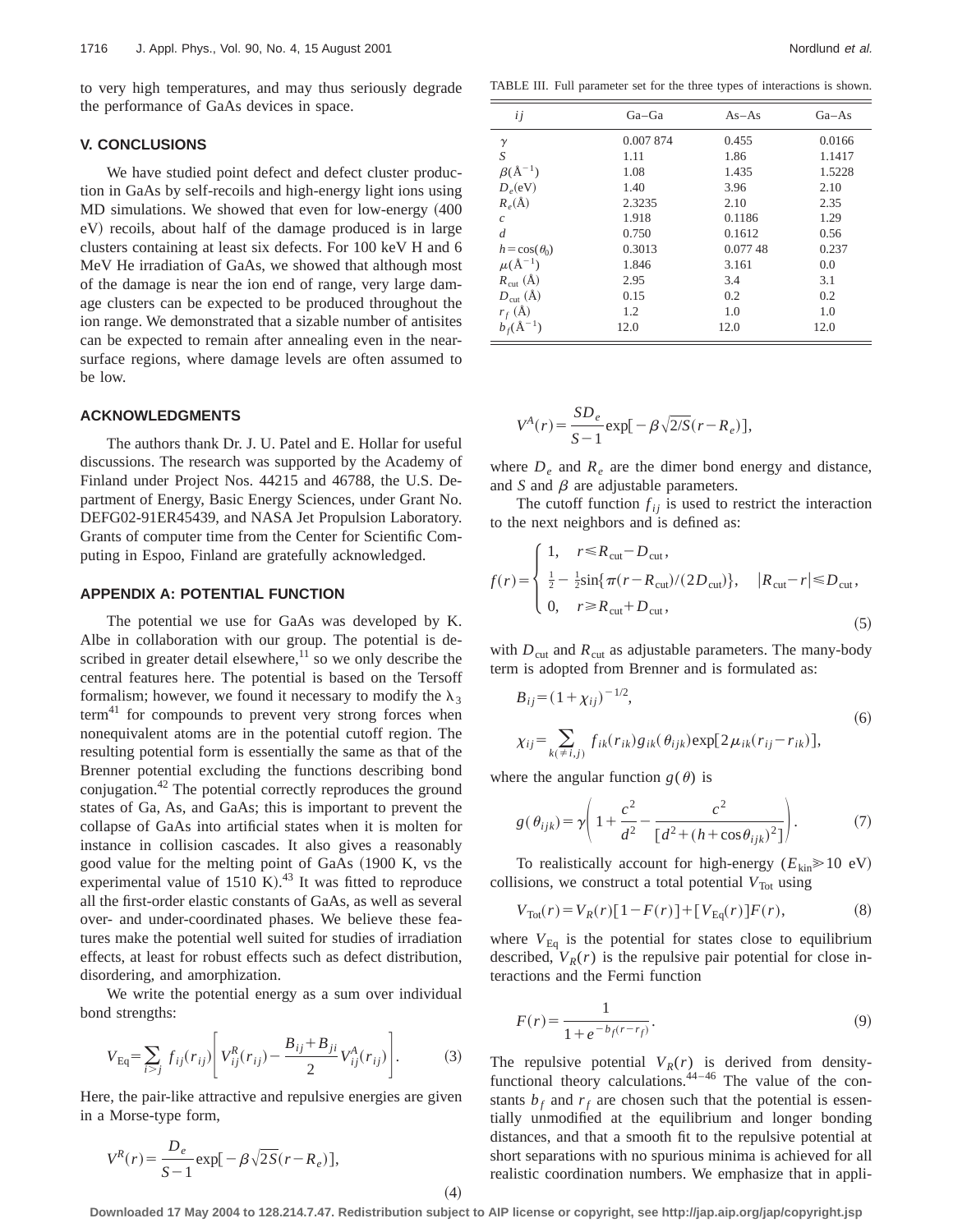to very high temperatures, and may thus seriously degrade the performance of GaAs devices in space.

## V. CONCLUSIONS

We have studied point defect and defect cluster production in GaAs by self-recoils and high-energy light ions using MD simulations. We showed that even for low-energy (400 eV) recoils, about half of the damage produced is in large clusters containing at least six defects. For 100 keV H and 6 MeV He irradiation of GaAs, we showed that although most of the damage is near the ion end of range, very large damage clusters can be expected to be produced throughout the ion range. We demonstrated that a sizable number of antisites can be expected to remain after annealing even in the near-surface regions, where damage levels are often assumed to be low.

## ACKNOWLEDGMENTS

The authors thank Dr. J. U. Patel and E. Hollar for useful discussions. The research was supported by the Academy of Finland under Project Nos. 44215 and 46788, the U.S. Department of Energy, Basic Energy Sciences, under Grant No. DEFG02-91ER45439, and NASA Jet Propulsion Laboratory. Grants of computer time from the Center for Scientific Computing in Espoo, Finland are gratefully acknowledged.

## APPENDIX A: POTENTIAL FUNCTION

The potential we use for GaAs was developed by K. Albe in collaboration with our group. The potential is described in greater detail elsewhere,[11] so we only describe the central features here. The potential is based on the Tersoff formalism; however, we found it necessary to modify the $\lambda_3$ term[41] for compounds to prevent very strong forces when nonequivalent atoms are in the potential cutoff region. The resulting potential form is essentially the same as that of the Brenner potential excluding the functions describing bond conjugation.[42] The potential correctly reproduces the ground states of Ga, As, and GaAs; this is important to prevent the collapse of GaAs into artificial states when it is molten for instance in collision cascades. It also gives a reasonably good value for the melting point of GaAs (1900 K, vs the experimental value of 1510 K).[43] It was fitted to reproduce all the first-order elastic constants of GaAs, as well as several over- and under-coordinated phases. We believe these features make the potential well suited for studies of irradiation effects, at least for robust effects such as defect distribution, disordering, and amorphization.

We write the potential energy as a sum over individual bond strengths:

$$V_{\mathrm{Eq}}=\sum_{i>j} f_{ij}(r_{ij})\left[V_{ij}^{R}(r_{ij})-\frac{B_{ij}+B_{ji}}{2}V_{ij}^{A}(r_{ij})\right]. \tag{3}$$

Here, the pair-like attractive and repulsive energies are given in a Morse-type form,

$$V^{R}(r)=\frac{D_e}{S-1}\exp[-\beta\sqrt{2S}(r-R_e)],$$

$$V^{A}(r)=\frac{SD_e}{S-1}\exp[-\beta\sqrt{2/S}(r-R_e)], \tag{4}$$

where $D_e$ and $R_e$ are the dimer bond energy and distance, and $S$ and $\beta$ are adjustable parameters.

TABLE III. Full parameter set for the three types of interactions is shown.

| $ij$ | Ga–Ga | As–As | Ga–As |
|---|---|---|---|
| $\gamma$ | 0.007 874 | 0.455 | 0.0166 |
| $S$ | 1.11 | 1.86 | 1.1417 |
| $\beta$(Å$^{-1}$) | 1.08 | 1.435 | 1.5228 |
| $D_e$(eV) | 1.40 | 3.96 | 2.10 |
| $R_e$(Å) | 2.3235 | 2.10 | 2.35 |
| $c$ | 1.918 | 0.1186 | 1.29 |
| $d$ | 0.750 | 0.1612 | 0.56 |
| $h=\cos(\theta_0)$ | 0.3013 | 0.077 48 | 0.237 |
| $\mu$(Å$^{-1}$) | 1.846 | 3.161 | 0.0 |
| $R_{\mathrm{cut}}$ (Å) | 2.95 | 3.4 | 3.1 |
| $D_{\mathrm{cut}}$ (Å) | 0.15 | 0.2 | 0.2 |
| $r_f$ (Å) | 1.2 | 1.0 | 1.0 |
| $b_f$(Å$^{-1}$) | 12.0 | 12.0 | 12.0 |

The cutoff function $f_{ij}$ is used to restrict the interaction to the next neighbors and is defined as:

$$f(r)=\begin{cases} 1, & r\leq R_{\mathrm{cut}}-D_{\mathrm{cut}}, \\ \frac{1}{2}-\frac{1}{2}\sin\{\pi(r-R_{\mathrm{cut}})/(2D_{\mathrm{cut}})\}, & |R_{\mathrm{cut}}-r|\leq D_{\mathrm{cut}}, \\ 0, & r\geq R_{\mathrm{cut}}+D_{\mathrm{cut}}, \end{cases} \tag{5}$$

with $D_{\mathrm{cut}}$ and $R_{\mathrm{cut}}$ as adjustable parameters. The many-body term is adopted from Brenner and is formulated as:

$$B_{ij}=(1+\chi_{ij})^{-1/2},$$

$$\chi_{ij}=\sum_{k(\neq i,j)} f_{ik}(r_{ik})g_{ik}(\theta_{ijk})\exp[2\mu_{ik}(r_{ij}-r_{ik})], \tag{6}$$

where the angular function $g(\theta)$ is

$$g(\theta_{ijk})=\gamma\left(1+\frac{c^2}{d^2}-\frac{c^2}{[d^2+(h+\cos\theta_{ijk})^2]}\right). \tag{7}$$

To realistically account for high-energy ($E_{\mathrm{kin}}\gg 10$ eV) collisions, we construct a total potential $V_{\mathrm{Tot}}$ using

$$V_{\mathrm{Tot}}(r)=V_R(r)[1-F(r)]+[V_{\mathrm{Eq}}(r)]F(r), \tag{8}$$

where $V_{\mathrm{Eq}}$ is the potential for states close to equilibrium described, $V_R(r)$ is the repulsive pair potential for close interactions and the Fermi function

$$F(r)=\frac{1}{1+e^{-b_f(r-r_f)}}. \tag{9}$$

The repulsive potential $V_R(r)$ is derived from density-functional theory calculations.[44–46] The value of the constants $b_f$ and $r_f$ are chosen such that the potential is essentially unmodified at the equilibrium and longer bonding distances, and that a smooth fit to the repulsive potential at short separations with no spurious minima is achieved for all realistic coordination numbers. We emphasize that in appli-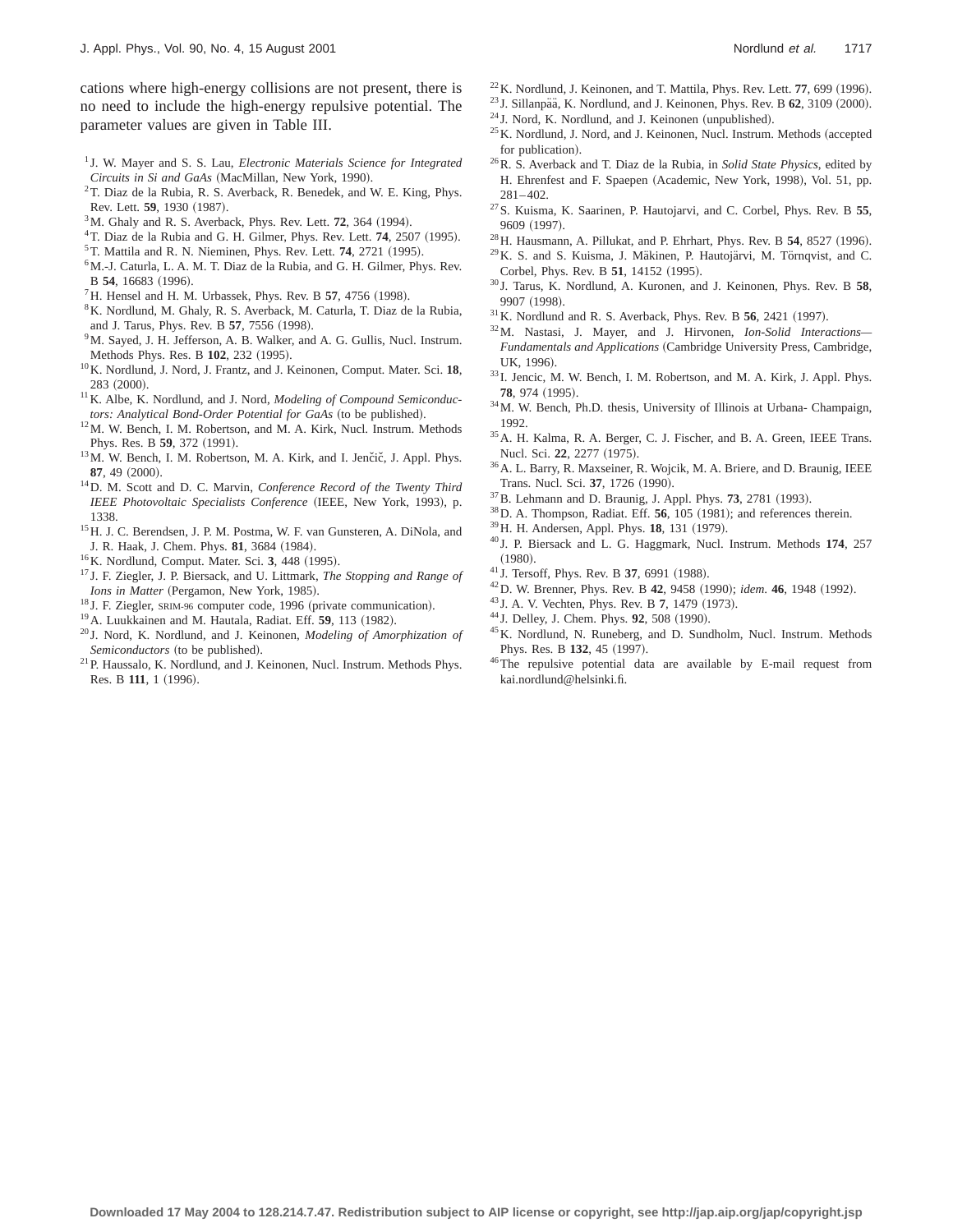cations where high-energy collisions are not present, there is no need to include the high-energy repulsive potential. The parameter values are given in Table III.

[1] J. W. Mayer and S. S. Lau, *Electronic Materials Science for Integrated Circuits in Si and GaAs* (MacMillan, New York, 1990).

[2] T. Diaz de la Rubia, R. S. Averback, R. Benedek, and W. E. King, Phys. Rev. Lett. **59**, 1930 (1987).

[3] M. Ghaly and R. S. Averback, Phys. Rev. Lett. **72**, 364 (1994).

[4] T. Diaz de la Rubia and G. H. Gilmer, Phys. Rev. Lett. **74**, 2507 (1995).

[5] T. Mattila and R. N. Nieminen, Phys. Rev. Lett. **74**, 2721 (1995).

[6] M.-J. Caturla, L. A. M. T. Diaz de la Rubia, and G. H. Gilmer, Phys. Rev. B **54**, 16683 (1996).

[7] H. Hensel and H. M. Urbassek, Phys. Rev. B **57**, 4756 (1998).

[8] K. Nordlund, M. Ghaly, R. S. Averback, M. Caturla, T. Diaz de la Rubia, and J. Tarus, Phys. Rev. B **57**, 7556 (1998).

[9] M. Sayed, J. H. Jefferson, A. B. Walker, and A. G. Gullis, Nucl. Instrum. Methods Phys. Res. B **102**, 232 (1995).

[10] K. Nordlund, J. Nord, J. Frantz, and J. Keinonen, Comput. Mater. Sci. **18**, 283 (2000).

[11] K. Albe, K. Nordlund, and J. Nord, *Modeling of Compound Semiconductors: Analytical Bond-Order Potential for GaAs* (to be published).

[12] M. W. Bench, I. M. Robertson, and M. A. Kirk, Nucl. Instrum. Methods Phys. Res. B **59**, 372 (1991).

[13] M. W. Bench, I. M. Robertson, M. A. Kirk, and I. Jenčič, J. Appl. Phys. **87**, 49 (2000).

[14] D. M. Scott and D. C. Marvin, *Conference Record of the Twenty Third IEEE Photovoltaic Specialists Conference* (IEEE, New York, 1993), p. 1338.

[15] H. J. C. Berendsen, J. P. M. Postma, W. F. van Gunsteren, A. DiNola, and J. R. Haak, J. Chem. Phys. **81**, 3684 (1984).

[16] K. Nordlund, Comput. Mater. Sci. **3**, 448 (1995).

[17] J. F. Ziegler, J. P. Biersack, and U. Littmark, *The Stopping and Range of Ions in Matter* (Pergamon, New York, 1985).

[18] J. F. Ziegler, SRIM-96 computer code, 1996 (private communication).

[19] A. Luukkainen and M. Hautala, Radiat. Eff. **59**, 113 (1982).

[20] J. Nord, K. Nordlund, and J. Keinonen, *Modeling of Amorphization of Semiconductors* (to be published).

[21] P. Haussalo, K. Nordlund, and J. Keinonen, Nucl. Instrum. Methods Phys. Res. B **111**, 1 (1996).

[22] K. Nordlund, J. Keinonen, and T. Mattila, Phys. Rev. Lett. **77**, 699 (1996).

[23] J. Sillanpää, K. Nordlund, and J. Keinonen, Phys. Rev. B **62**, 3109 (2000).

[24] J. Nord, K. Nordlund, and J. Keinonen (unpublished).

[25] K. Nordlund, J. Nord, and J. Keinonen, Nucl. Instrum. Methods (accepted for publication).

[26] R. S. Averback and T. Diaz de la Rubia, in *Solid State Physics*, edited by H. Ehrenfest and F. Spaepen (Academic, New York, 1998), Vol. 51, pp. 281–402.

[27] S. Kuisma, K. Saarinen, P. Hautojarvi, and C. Corbel, Phys. Rev. B **55**, 9609 (1997).

[28] H. Hausmann, A. Pillukat, and P. Ehrhart, Phys. Rev. B **54**, 8527 (1996).

[29] K. S. and S. Kuisma, J. Mäkinen, P. Hautojärvi, M. Törnqvist, and C. Corbel, Phys. Rev. B **51**, 14152 (1995).

[30] J. Tarus, K. Nordlund, A. Kuronen, and J. Keinonen, Phys. Rev. B **58**, 9907 (1998).

[31] K. Nordlund and R. S. Averback, Phys. Rev. B **56**, 2421 (1997).

[32] M. Nastasi, J. Mayer, and J. Hirvonen, *Ion-Solid Interactions—Fundamentals and Applications* (Cambridge University Press, Cambridge, UK, 1996).

[33] I. Jencic, M. W. Bench, I. M. Robertson, and M. A. Kirk, J. Appl. Phys. **78**, 974 (1995).

[34] M. W. Bench, Ph.D. thesis, University of Illinois at Urbana- Champaign, 1992.

[35] A. H. Kalma, R. A. Berger, C. J. Fischer, and B. A. Green, IEEE Trans. Nucl. Sci. **22**, 2277 (1975).

[36] A. L. Barry, R. Maxseiner, R. Wojcik, M. A. Briere, and D. Braunig, IEEE Trans. Nucl. Sci. **37**, 1726 (1990).

[37] B. Lehmann and D. Braunig, J. Appl. Phys. **73**, 2781 (1993).

[38] D. A. Thompson, Radiat. Eff. **56**, 105 (1981); and references therein.

[39] H. H. Andersen, Appl. Phys. **18**, 131 (1979).

[40] J. P. Biersack and L. G. Haggmark, Nucl. Instrum. Methods **174**, 257 (1980).

[41] J. Tersoff, Phys. Rev. B **37**, 6991 (1988).

[42] D. W. Brenner, Phys. Rev. B **42**, 9458 (1990); *idem.* **46**, 1948 (1992).

[43] J. A. V. Vechten, Phys. Rev. B **7**, 1479 (1973).

[44] J. Delley, J. Chem. Phys. **92**, 508 (1990).

[45] K. Nordlund, N. Runeberg, and D. Sundholm, Nucl. Instrum. Methods Phys. Res. B **132**, 45 (1997).

[46] The repulsive potential data are available by E-mail request from kai.nordlund@helsinki.fi.